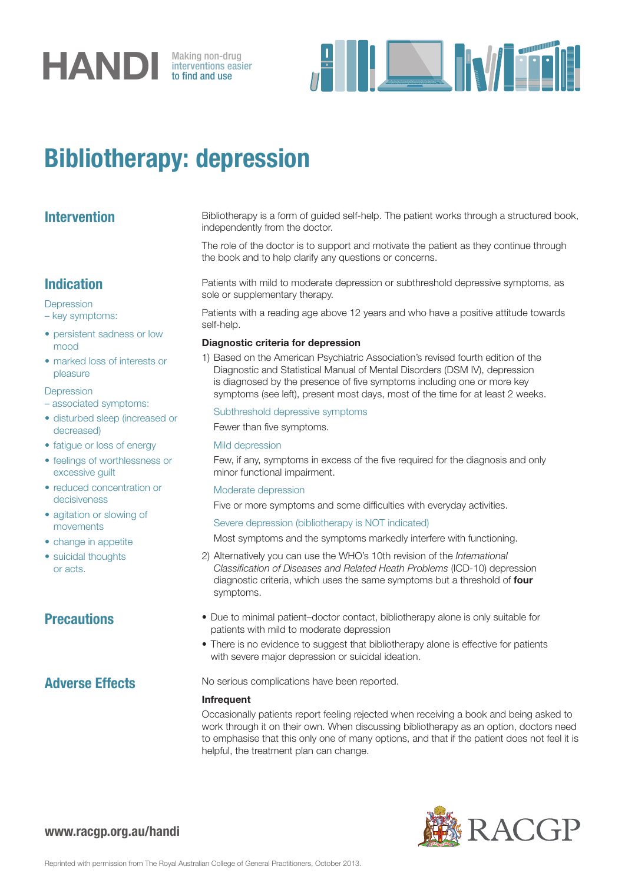HANDI Making non-drug interventions easier to find and use

# Bibliotherapy: depression

## Intervention

Bibliotherapy is a form of guided self-help. The patient works through a structured book, independently from the doctor.

The role of the doctor is to support and motivate the patient as they continue through the book and to help clarify any questions or concerns.

## Indication

Depression
– key symptoms:

- persistent sadness or low mood
- marked loss of interests or pleasure

Depression
– associated symptoms:

- disturbed sleep (increased or decreased)
- fatigue or loss of energy
- feelings of worthlessness or excessive guilt
- reduced concentration or decisiveness
- agitation or slowing of movements
- change in appetite
- suicidal thoughts or acts.

Patients with mild to moderate depression or subthreshold depressive symptoms, as sole or supplementary therapy.

Patients with a reading age above 12 years and who have a positive attitude towards self-help.

**Diagnostic criteria for depression**

1) Based on the American Psychiatric Association's revised fourth edition of the Diagnostic and Statistical Manual of Mental Disorders (DSM IV), depression is diagnosed by the presence of five symptoms including one or more key symptoms (see left), present most days, most of the time for at least 2 weeks.

   Subthreshold depressive symptoms

   Fewer than five symptoms.

   Mild depression

   Few, if any, symptoms in excess of the five required for the diagnosis and only minor functional impairment.

   Moderate depression

   Five or more symptoms and some difficulties with everyday activities.

   Severe depression (bibliotherapy is NOT indicated)

   Most symptoms and the symptoms markedly interfere with functioning.

2) Alternatively you can use the WHO's 10th revision of the *International Classification of Diseases and Related Heath Problems* (ICD-10) depression diagnostic criteria, which uses the same symptoms but a threshold of **four** symptoms.

## Precautions

- Due to minimal patient–doctor contact, bibliotherapy alone is only suitable for patients with mild to moderate depression
- There is no evidence to suggest that bibliotherapy alone is effective for patients with severe major depression or suicidal ideation.

## Adverse Effects

No serious complications have been reported.

**Infrequent**

Occasionally patients report feeling rejected when receiving a book and being asked to work through it on their own. When discussing bibliotherapy as an option, doctors need to emphasise that this only one of many options, and that if the patient does not feel it is helpful, the treatment plan can change.

**www.racgp.org.au/handi**

RACGP

Reprinted with permission from The Royal Australian College of General Practitioners, October 2013.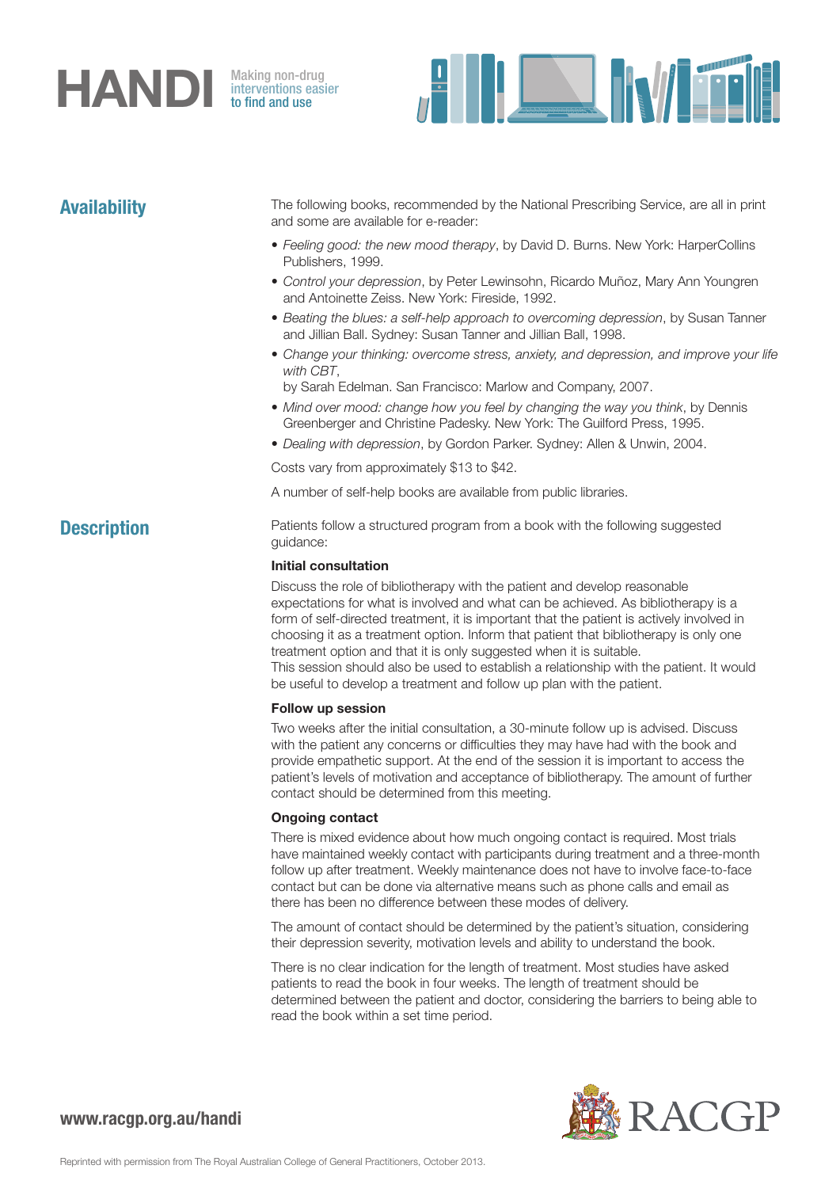## Availability

The following books, recommended by the National Prescribing Service, are all in print and some are available for e-reader:

- *Feeling good: the new mood therapy*, by David D. Burns. New York: HarperCollins Publishers, 1999.
- *Control your depression*, by Peter Lewinsohn, Ricardo Muñoz, Mary Ann Youngren and Antoinette Zeiss. New York: Fireside, 1992.
- *Beating the blues: a self-help approach to overcoming depression*, by Susan Tanner and Jillian Ball. Sydney: Susan Tanner and Jillian Ball, 1998.
- *Change your thinking: overcome stress, anxiety, and depression, and improve your life with CBT*, by Sarah Edelman. San Francisco: Marlow and Company, 2007.
- *Mind over mood: change how you feel by changing the way you think*, by Dennis Greenberger and Christine Padesky. New York: The Guilford Press, 1995.
- *Dealing with depression*, by Gordon Parker. Sydney: Allen & Unwin, 2004.

Costs vary from approximately $13 to $42.

A number of self-help books are available from public libraries.

## Description

Patients follow a structured program from a book with the following suggested guidance:

**Initial consultation**

Discuss the role of bibliotherapy with the patient and develop reasonable expectations for what is involved and what can be achieved. As bibliotherapy is a form of self-directed treatment, it is important that the patient is actively involved in choosing it as a treatment option. Inform that patient that bibliotherapy is only one treatment option and that it is only suggested when it is suitable.
This session should also be used to establish a relationship with the patient. It would be useful to develop a treatment and follow up plan with the patient.

**Follow up session**

Two weeks after the initial consultation, a 30-minute follow up is advised. Discuss with the patient any concerns or difficulties they may have had with the book and provide empathetic support. At the end of the session it is important to access the patient's levels of motivation and acceptance of bibliotherapy. The amount of further contact should be determined from this meeting.

**Ongoing contact**

There is mixed evidence about how much ongoing contact is required. Most trials have maintained weekly contact with participants during treatment and a three-month follow up after treatment. Weekly maintenance does not have to involve face-to-face contact but can be done via alternative means such as phone calls and email as there has been no difference between these modes of delivery.

The amount of contact should be determined by the patient's situation, considering their depression severity, motivation levels and ability to understand the book.

There is no clear indication for the length of treatment. Most studies have asked patients to read the book in four weeks. The length of treatment should be determined between the patient and doctor, considering the barriers to being able to read the book within a set time period.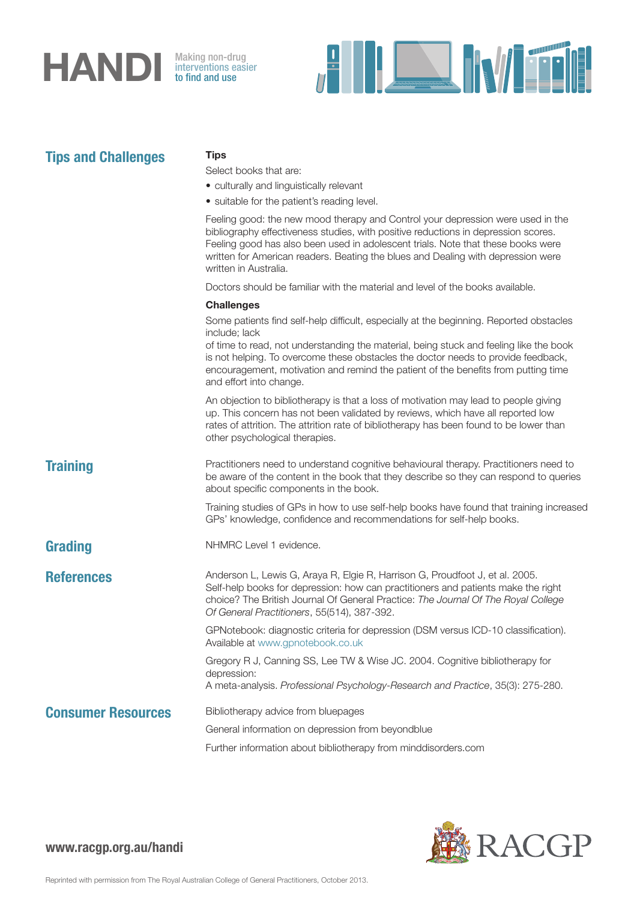## Tips and Challenges

### Tips

Select books that are:

- culturally and linguistically relevant
- suitable for the patient's reading level.

Feeling good: the new mood therapy and Control your depression were used in the bibliography effectiveness studies, with positive reductions in depression scores. Feeling good has also been used in adolescent trials. Note that these books were written for American readers. Beating the blues and Dealing with depression were written in Australia.

Doctors should be familiar with the material and level of the books available.

### Challenges

Some patients find self-help difficult, especially at the beginning. Reported obstacles include; lack
of time to read, not understanding the material, being stuck and feeling like the book is not helping. To overcome these obstacles the doctor needs to provide feedback, encouragement, motivation and remind the patient of the benefits from putting time and effort into change.

An objection to bibliotherapy is that a loss of motivation may lead to people giving up. This concern has not been validated by reviews, which have all reported low rates of attrition. The attrition rate of bibliotherapy has been found to be lower than other psychological therapies.

## Training

Practitioners need to understand cognitive behavioural therapy. Practitioners need to be aware of the content in the book that they describe so they can respond to queries about specific components in the book.

Training studies of GPs in how to use self-help books have found that training increased GPs' knowledge, confidence and recommendations for self-help books.

## Grading

NHMRC Level 1 evidence.

## References

Anderson L, Lewis G, Araya R, Elgie R, Harrison G, Proudfoot J, et al. 2005. Self-help books for depression: how can practitioners and patients make the right choice? The British Journal Of General Practice: *The Journal Of The Royal College Of General Practitioners*, 55(514), 387-392.

GPNotebook: diagnostic criteria for depression (DSM versus ICD-10 classification). Available at www.gpnotebook.co.uk

Gregory R J, Canning SS, Lee TW & Wise JC. 2004. Cognitive bibliotherapy for depression:
A meta-analysis. *Professional Psychology-Research and Practice*, 35(3): 275-280.

## Consumer Resources

Bibliotherapy advice from bluepages

General information on depression from beyondblue

Further information about bibliotherapy from minddisorders.com

www.racgp.org.au/handi

Reprinted with permission from The Royal Australian College of General Practitioners, October 2013.